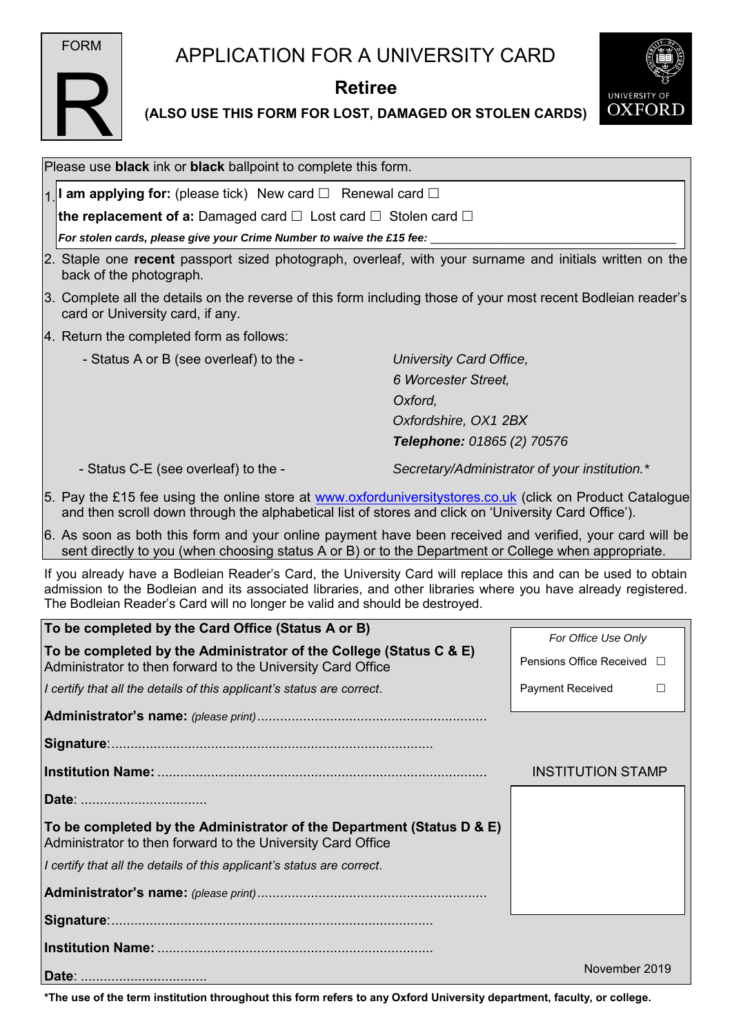FORM R

# APPLICATION FOR A UNIVERSITY CARD

## Retiree

**(ALSO USE THIS FORM FOR LOST, DAMAGED OR STOLEN CARDS)**

UNIVERSITY OF OXFORD

Please use **black** ink or **black** ballpoint to complete this form.

1. **I am applying for:** (please tick) New card ☐ Renewal card ☐

   **the replacement of a:** Damaged card ☐ Lost card ☐ Stolen card ☐

   ***For stolen cards, please give your Crime Number to waive the £15 fee:*** ______________________________

2. Staple one **recent** passport sized photograph, overleaf, with your surname and initials written on the back of the photograph.
3. Complete all the details on the reverse of this form including those of your most recent Bodleian reader's card or University card, if any.
4. Return the completed form as follows:
   - Status A or B (see overleaf) to the - *University Card Office, 6 Worcester Street, Oxford, Oxfordshire, OX1 2BX* ***Telephone:*** *01865 (2) 70576*
   - Status C-E (see overleaf) to the - *Secretary/Administrator of your institution.\**
5. Pay the £15 fee using the online store at www.oxforduniversitystores.co.uk (click on Product Catalogue and then scroll down through the alphabetical list of stores and click on 'University Card Office').
6. As soon as both this form and your online payment have been received and verified, your card will be sent directly to you (when choosing status A or B) or to the Department or College when appropriate.

If you already have a Bodleian Reader's Card, the University Card will replace this and can be used to obtain admission to the Bodleian and its associated libraries, and other libraries where you have already registered. The Bodleian Reader's Card will no longer be valid and should be destroyed.

**To be completed by the Card Office (Status A or B)**

**To be completed by the Administrator of the College (Status C & E)**
Administrator to then forward to the University Card Office

*I certify that all the details of this applicant's status are correct.*

**Administrator's name:** *(please print)*............................................................

**Signature**:...................................................................................

**Institution Name:** ......................................................................................

**Date**: .................................

**To be completed by the Administrator of the Department (Status D & E)**
Administrator to then forward to the University Card Office

*I certify that all the details of this applicant's status are correct.*

**Administrator's name:** *(please print)*............................................................

**Signature**:...................................................................................

**Institution Name:** .......................................................................

**Date**: .................................

*For Office Use Only*

Pensions Office Received ☐

Payment Received ☐

INSTITUTION STAMP

November 2019

**\*The use of the term institution throughout this form refers to any Oxford University department, faculty, or college.**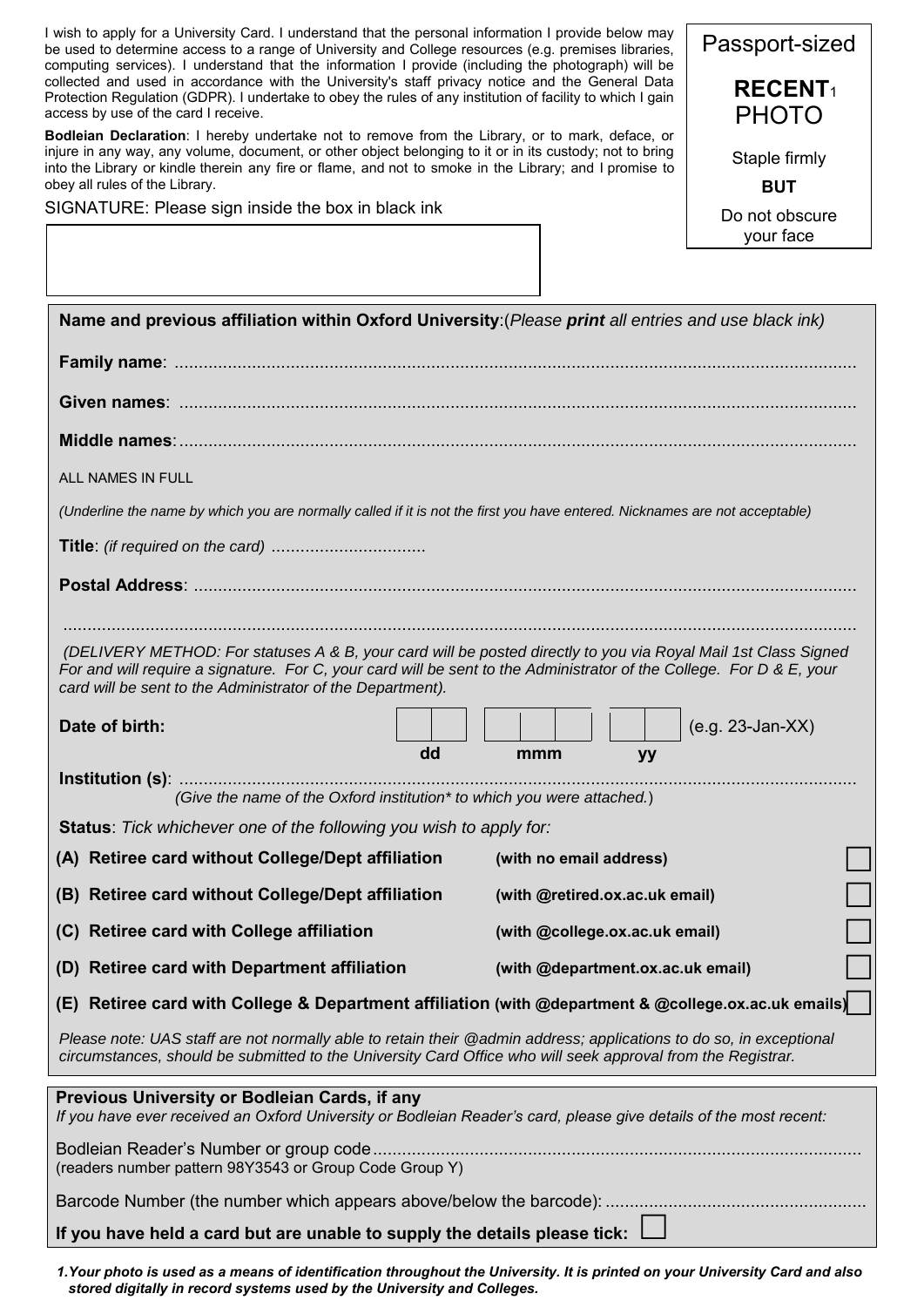I wish to apply for a University Card. I understand that the personal information I provide below may be used to determine access to a range of University and College resources (e.g. premises libraries, computing services). I understand that the information I provide (including the photograph) will be collected and used in accordance with the University's staff privacy notice and the General Data Protection Regulation (GDPR). I undertake to obey the rules of any institution of facility to which I gain access by use of the card I receive.

**Bodleian Declaration**: I hereby undertake not to remove from the Library, or to mark, deface, or injure in any way, any volume, document, or other object belonging to it or in its custody; not to bring into the Library or kindle therein any fire or flame, and not to smoke in the Library; and I promise to obey all rules of the Library.

SIGNATURE: Please sign inside the box in black ink

Passport-sized
**RECENT**[1] PHOTO
Staple firmly
**BUT**
Do not obscure your face

**Name and previous affiliation within Oxford University**:(*Please **print** all entries and use black ink)*

**Family name**: ..........

**Given names**: ..........

**Middle names**: ..........

ALL NAMES IN FULL

*(Underline the name by which you are normally called if it is not the first you have entered. Nicknames are not acceptable)*

**Title**: *(if required on the card)* ..........

**Postal Address**: ..........

..........

*(DELIVERY METHOD: For statuses A & B, your card will be posted directly to you via Royal Mail 1st Class Signed For and will require a signature. For C, your card will be sent to the Administrator of the College. For D & E, your card will be sent to the Administrator of the Department).*

**Date of birth:** dd mmm yy (e.g. 23-Jan-XX)

**Institution (s)**: ..........
*(Give the name of the Oxford institution\* to which you were attached.)*

**Status**: *Tick whichever one of the following you wish to apply for:*

| | | |
|---|---|---|
| **(A) Retiree card without College/Dept affiliation** | **(with no email address)** | ☐ |
| **(B) Retiree card without College/Dept affiliation** | **(with @retired.ox.ac.uk email)** | ☐ |
| **(C) Retiree card with College affiliation** | **(with @college.ox.ac.uk email)** | ☐ |
| **(D) Retiree card with Department affiliation** | **(with @department.ox.ac.uk email)** | ☐ |
| **(E) Retiree card with College & Department affiliation** | **(with @department & @college.ox.ac.uk emails)** | ☐ |

*Please note: UAS staff are not normally able to retain their @admin address; applications to do so, in exceptional circumstances, should be submitted to the University Card Office who will seek approval from the Registrar.*

**Previous University or Bodleian Cards, if any**
*If you have ever received an Oxford University or Bodleian Reader's card, please give details of the most recent:*

Bodleian Reader's Number or group code ..........
(readers number pattern 98Y3543 or Group Code Group Y)

Barcode Number (the number which appears above/below the barcode): ..........

**If you have held a card but are unable to supply the details please tick:** ☐

***1. Your photo is used as a means of identification throughout the University. It is printed on your University Card and also stored digitally in record systems used by the University and Colleges.***